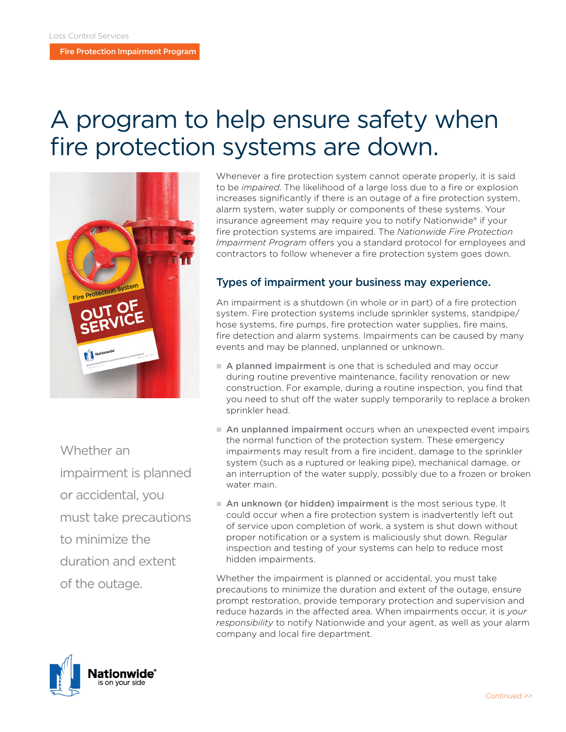Loss Control Services

Fire Protection Impairment Program

# A program to help ensure safety when fire protection systems are down.

Whenever a fire protection system cannot operate properly, it is said to be *impaired*. The likelihood of a large loss due to a fire or explosion increases significantly if there is an outage of a fire protection system, alarm system, water supply or components of these systems. Your insurance agreement may require you to notify Nationwide® if your fire protection systems are impaired. The *Nationwide Fire Protection Impairment Program* offers you a standard protocol for employees and contractors to follow whenever a fire protection system goes down.

## Types of impairment your business may experience.

An impairment is a shutdown (in whole or in part) of a fire protection system. Fire protection systems include sprinkler systems, standpipe/hose systems, fire pumps, fire protection water supplies, fire mains, fire detection and alarm systems. Impairments can be caused by many events and may be planned, unplanned or unknown.

- **A planned impairment** is one that is scheduled and may occur during routine preventive maintenance, facility renovation or new construction. For example, during a routine inspection, you find that you need to shut off the water supply temporarily to replace a broken sprinkler head.
- **An unplanned impairment** occurs when an unexpected event impairs the normal function of the protection system. These emergency impairments may result from a fire incident, damage to the sprinkler system (such as a ruptured or leaking pipe), mechanical damage, or an interruption of the water supply, possibly due to a frozen or broken water main.
- **An unknown (or hidden) impairment** is the most serious type. It could occur when a fire protection system is inadvertently left out of service upon completion of work, a system is shut down without proper notification or a system is maliciously shut down. Regular inspection and testing of your systems can help to reduce most hidden impairments.

Whether the impairment is planned or accidental, you must take precautions to minimize the duration and extent of the outage, ensure prompt restoration, provide temporary protection and supervision and reduce hazards in the affected area. When impairments occur, it is *your responsibility* to notify Nationwide and your agent, as well as your alarm company and local fire department.

Whether an impairment is planned or accidental, you must take precautions to minimize the duration and extent of the outage.

Continued >>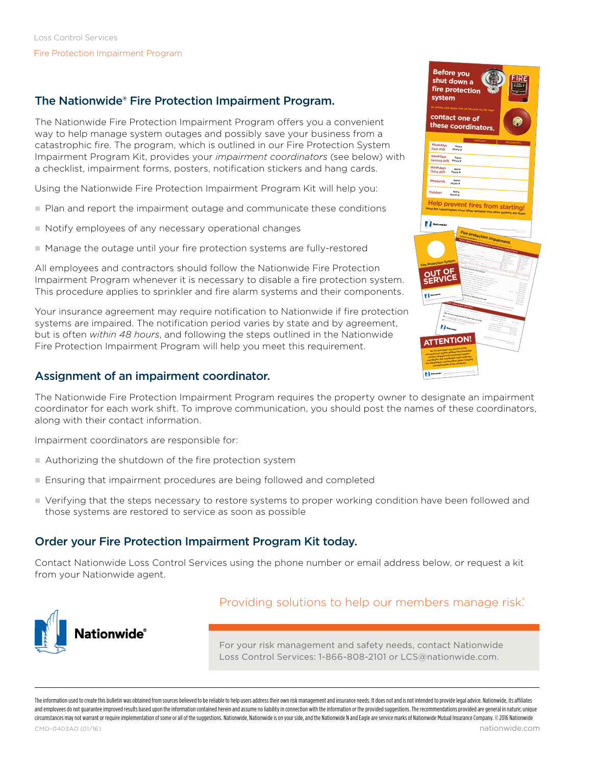Loss Control Services

Fire Protection Impairment Program

## The Nationwide® Fire Protection Impairment Program.

The Nationwide Fire Protection Impairment Program offers you a convenient way to help manage system outages and possibly save your business from a catastrophic fire. The program, which is outlined in our Fire Protection System Impairment Program Kit, provides your *impairment coordinators* (see below) with a checklist, impairment forms, posters, notification stickers and hang cards.

Using the Nationwide Fire Protection Impairment Program Kit will help you:

- Plan and report the impairment outage and communicate these conditions
- Notify employees of any necessary operational changes
- Manage the outage until your fire protection systems are fully-restored

All employees and contractors should follow the Nationwide Fire Protection Impairment Program whenever it is necessary to disable a fire protection system. This procedure applies to sprinkler and fire alarm systems and their components.

Your insurance agreement may require notification to Nationwide if fire protection systems are impaired. The notification period varies by state and by agreement, but is often *within 48 hours*, and following the steps outlined in the Nationwide Fire Protection Impairment Program will help you meet this requirement.

## Assignment of an impairment coordinator.

The Nationwide Fire Protection Impairment Program requires the property owner to designate an impairment coordinator for each work shift. To improve communication, you should post the names of these coordinators, along with their contact information.

Impairment coordinators are responsible for:

- Authorizing the shutdown of the fire protection system
- Ensuring that impairment procedures are being followed and completed
- Verifying that the steps necessary to restore systems to proper working condition have been followed and those systems are restored to service as soon as possible

## Order your Fire Protection Impairment Program Kit today.

Contact Nationwide Loss Control Services using the phone number or email address below, or request a kit from your Nationwide agent.

Providing solutions to help our members manage risk.®

For your risk management and safety needs, contact Nationwide Loss Control Services: 1-866-808-2101 or LCS@nationwide.com.

The information used to create this bulletin was obtained from sources believed to be reliable to help users address their own risk management and insurance needs. It does not and is not intended to provide legal advice. Nationwide, its affiliates and employees do not guarantee improved results based upon the information contained herein and assume no liability in connection with the information or the provided suggestions. The recommendations provided are general in nature; unique circumstances may not warrant or require implementation of some or all of the suggestions. Nationwide, Nationwide is on your side, and the Nationwide N and Eagle are service marks of Nationwide Mutual Insurance Company. © 2016 Nationwide

CMO-0403AO (01/16)

nationwide.com